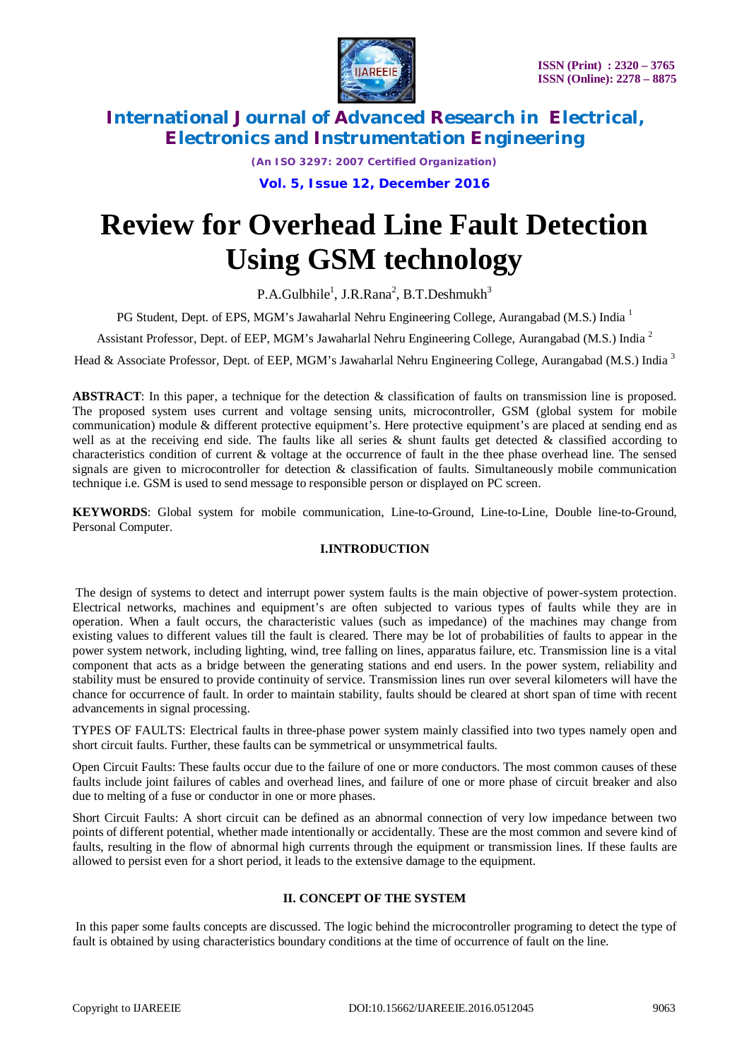# Review for Overhead Line Fault Detection Using GSM technology

P.A.Gulbhile[1], J.R.Rana[2], B.T.Deshmukh[3]

PG Student, Dept. of EPS, MGM's Jawaharlal Nehru Engineering College, Aurangabad (M.S.) India [1]

Assistant Professor, Dept. of EEP, MGM's Jawaharlal Nehru Engineering College, Aurangabad (M.S.) India [2]

Head & Associate Professor, Dept. of EEP, MGM's Jawaharlal Nehru Engineering College, Aurangabad (M.S.) India [3]

**ABSTRACT**: In this paper, a technique for the detection & classification of faults on transmission line is proposed. The proposed system uses current and voltage sensing units, microcontroller, GSM (global system for mobile communication) module & different protective equipment's. Here protective equipment's are placed at sending end as well as at the receiving end side. The faults like all series & shunt faults get detected & classified according to characteristics condition of current & voltage at the occurrence of fault in the thee phase overhead line. The sensed signals are given to microcontroller for detection & classification of faults. Simultaneously mobile communication technique i.e. GSM is used to send message to responsible person or displayed on PC screen.

**KEYWORDS**: Global system for mobile communication, Line-to-Ground, Line-to-Line, Double line-to-Ground, Personal Computer.

## I.INTRODUCTION

The design of systems to detect and interrupt power system faults is the main objective of power-system protection. Electrical networks, machines and equipment's are often subjected to various types of faults while they are in operation. When a fault occurs, the characteristic values (such as impedance) of the machines may change from existing values to different values till the fault is cleared. There may be lot of probabilities of faults to appear in the power system network, including lighting, wind, tree falling on lines, apparatus failure, etc. Transmission line is a vital component that acts as a bridge between the generating stations and end users. In the power system, reliability and stability must be ensured to provide continuity of service. Transmission lines run over several kilometers will have the chance for occurrence of fault. In order to maintain stability, faults should be cleared at short span of time with recent advancements in signal processing.

TYPES OF FAULTS: Electrical faults in three-phase power system mainly classified into two types namely open and short circuit faults. Further, these faults can be symmetrical or unsymmetrical faults.

Open Circuit Faults: These faults occur due to the failure of one or more conductors. The most common causes of these faults include joint failures of cables and overhead lines, and failure of one or more phase of circuit breaker and also due to melting of a fuse or conductor in one or more phases.

Short Circuit Faults: A short circuit can be defined as an abnormal connection of very low impedance between two points of different potential, whether made intentionally or accidentally. These are the most common and severe kind of faults, resulting in the flow of abnormal high currents through the equipment or transmission lines. If these faults are allowed to persist even for a short period, it leads to the extensive damage to the equipment.

## II. CONCEPT OF THE SYSTEM

In this paper some faults concepts are discussed. The logic behind the microcontroller programing to detect the type of fault is obtained by using characteristics boundary conditions at the time of occurrence of fault on the line.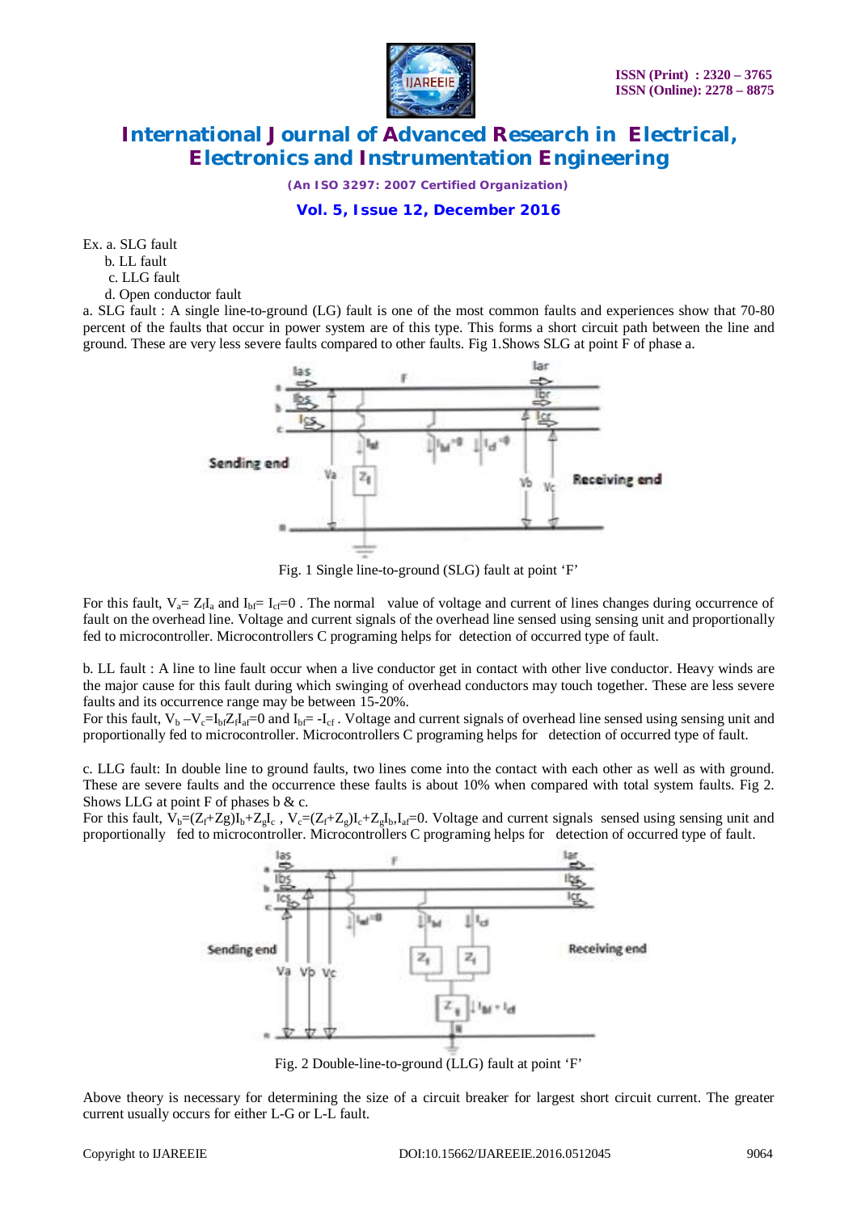Ex. a. SLG fault

b. LL fault

c. LLG fault

d. Open conductor fault

a. SLG fault : A single line-to-ground (LG) fault is one of the most common faults and experiences show that 70-80 percent of the faults that occur in power system are of this type. This forms a short circuit path between the line and ground. These are very less severe faults compared to other faults. Fig 1.Shows SLG at point F of phase a.

Fig. 1 Single line-to-ground (SLG) fault at point 'F'

For this fault, $V_a = Z_f I_a$ and $I_{bf} = I_{cf} = 0$ . The normal value of voltage and current of lines changes during occurrence of fault on the overhead line. Voltage and current signals of the overhead line sensed using sensing unit and proportionally fed to microcontroller. Microcontrollers C programing helps for detection of occurred type of fault.

b. LL fault : A line to line fault occur when a live conductor get in contact with other live conductor. Heavy winds are the major cause for this fault during which swinging of overhead conductors may touch together. These are less severe faults and its occurrence range may be between 15-20%.

For this fault, $V_b - V_c = I_{bf} Z_f I_{af} = 0$ and $I_{bf} = -I_{cf}$ . Voltage and current signals of overhead line sensed using sensing unit and proportionally fed to microcontroller. Microcontrollers C programing helps for detection of occurred type of fault.

c. LLG fault: In double line to ground faults, two lines come into the contact with each other as well as with ground. These are severe faults and the occurrence these faults is about 10% when compared with total system faults. Fig 2. Shows LLG at point F of phases b & c.

For this fault, $V_b = (Z_f + Z_g) I_b + Z_g I_c$ , $V_c = (Z_f + Z_g) I_c + Z_g I_b$, $I_{af} = 0$. Voltage and current signals sensed using sensing unit and proportionally fed to microcontroller. Microcontrollers C programing helps for detection of occurred type of fault.

Fig. 2 Double-line-to-ground (LLG) fault at point 'F'

Above theory is necessary for determining the size of a circuit breaker for largest short circuit current. The greater current usually occurs for either L-G or L-L fault.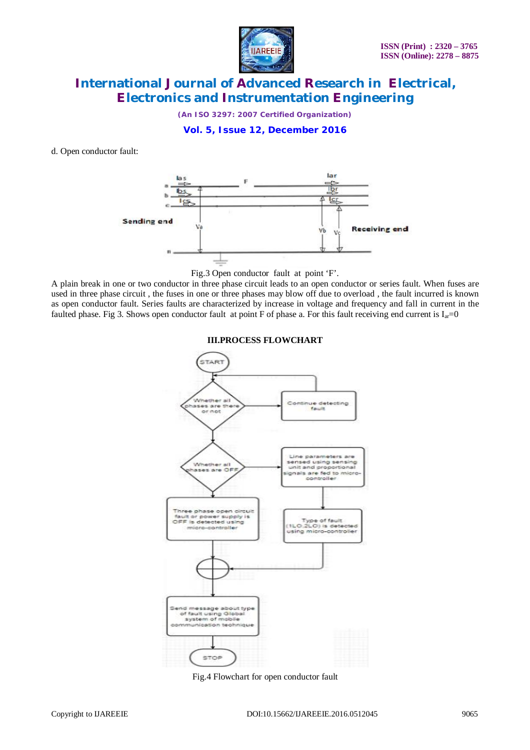d. Open conductor fault:

Fig.3 Open conductor fault at point 'F'.

A plain break in one or two conductor in three phase circuit leads to an open conductor or series fault. When fuses are used in three phase circuit , the fuses in one or three phases may blow off due to overload , the fault incurred is known as open conductor fault. Series faults are characterized by increase in voltage and frequency and fall in current in the faulted phase. Fig 3. Shows open conductor fault at point F of phase a. For this fault receiving end current is $I_{ar}=0$

## III.PROCESS FLOWCHART

Fig.4 Flowchart for open conductor fault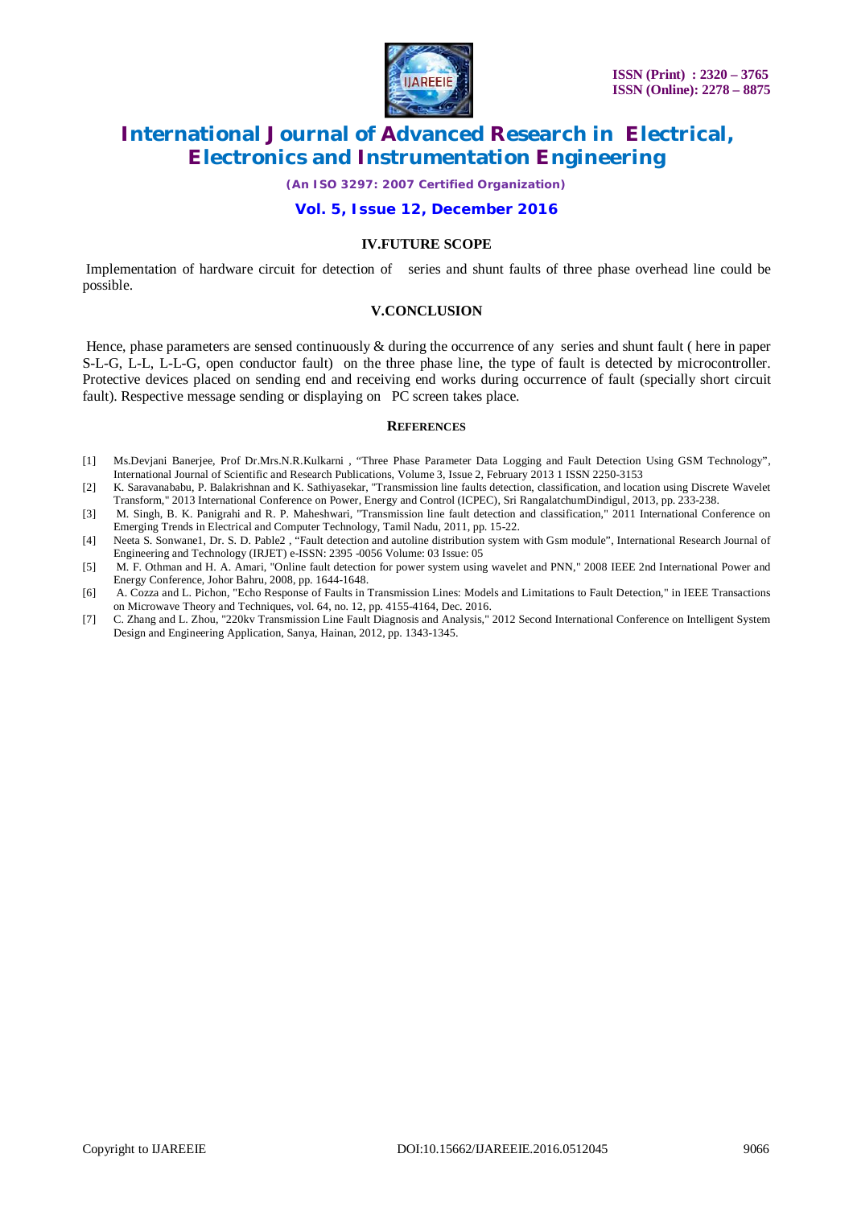## IV.FUTURE SCOPE

Implementation of hardware circuit for detection of series and shunt faults of three phase overhead line could be possible.

## V.CONCLUSION

Hence, phase parameters are sensed continuously & during the occurrence of any series and shunt fault ( here in paper S-L-G, L-L, L-L-G, open conductor fault) on the three phase line, the type of fault is detected by microcontroller. Protective devices placed on sending end and receiving end works during occurrence of fault (specially short circuit fault). Respective message sending or displaying on PC screen takes place.

## REFERENCES

[1] Ms.Devjani Banerjee, Prof Dr.Mrs.N.R.Kulkarni , "Three Phase Parameter Data Logging and Fault Detection Using GSM Technology", International Journal of Scientific and Research Publications, Volume 3, Issue 2, February 2013 1 ISSN 2250-3153

[2] K. Saravanababu, P. Balakrishnan and K. Sathiyasekar, "Transmission line faults detection, classification, and location using Discrete Wavelet Transform," 2013 International Conference on Power, Energy and Control (ICPEC), Sri RangalatchumDindigul, 2013, pp. 233-238.

[3] M. Singh, B. K. Panigrahi and R. P. Maheshwari, "Transmission line fault detection and classification," 2011 International Conference on Emerging Trends in Electrical and Computer Technology, Tamil Nadu, 2011, pp. 15-22.

[4] Neeta S. Sonwane1, Dr. S. D. Pable2 , "Fault detection and autoline distribution system with Gsm module", International Research Journal of Engineering and Technology (IRJET) e-ISSN: 2395 -0056 Volume: 03 Issue: 05

[5] M. F. Othman and H. A. Amari, "Online fault detection for power system using wavelet and PNN," 2008 IEEE 2nd International Power and Energy Conference, Johor Bahru, 2008, pp. 1644-1648.

[6] A. Cozza and L. Pichon, "Echo Response of Faults in Transmission Lines: Models and Limitations to Fault Detection," in IEEE Transactions on Microwave Theory and Techniques, vol. 64, no. 12, pp. 4155-4164, Dec. 2016.

[7] C. Zhang and L. Zhou, "220kv Transmission Line Fault Diagnosis and Analysis," 2012 Second International Conference on Intelligent System Design and Engineering Application, Sanya, Hainan, 2012, pp. 1343-1345.